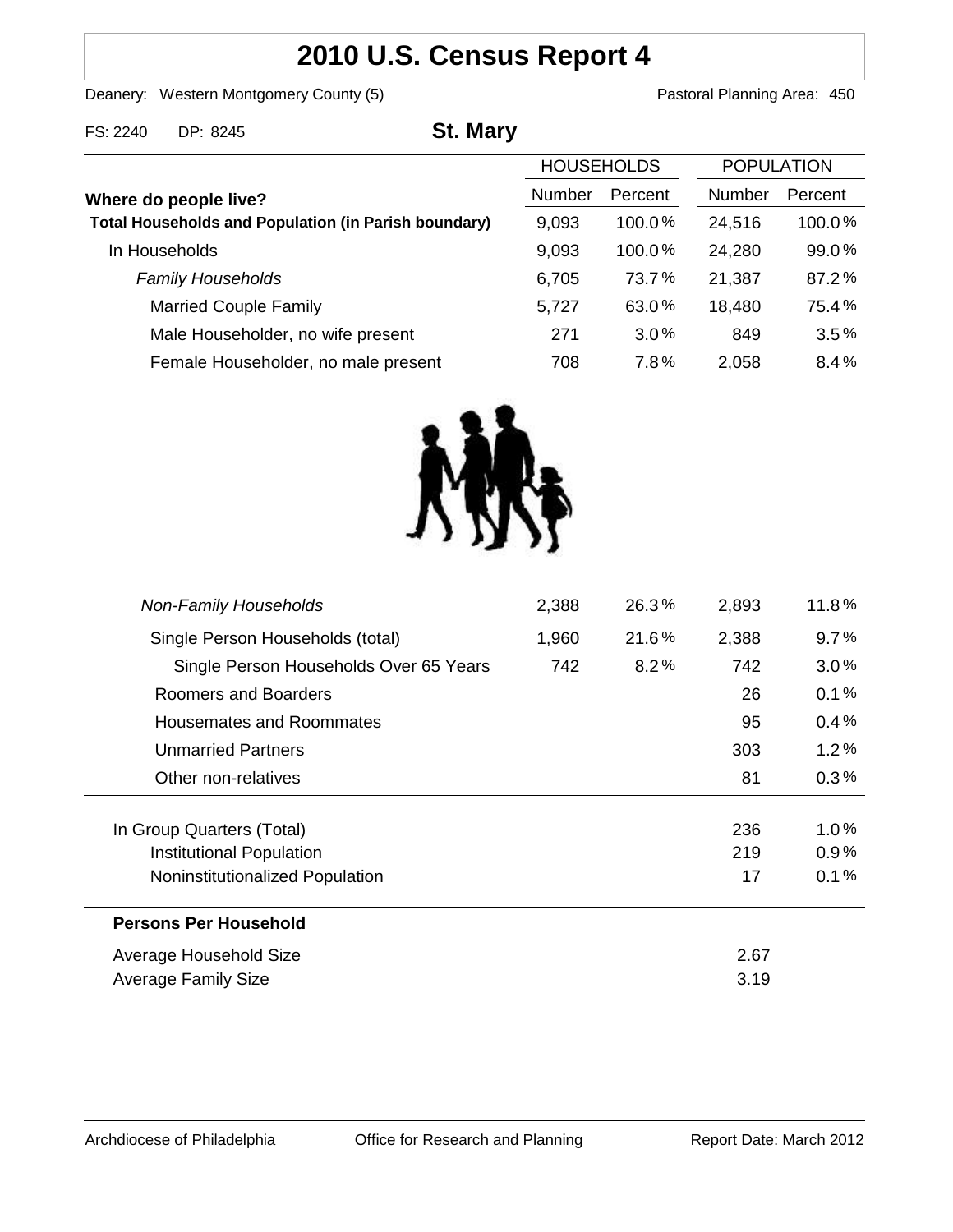# 2010 U.S. Census Report 4

Deanery: Western Montgomery County (5)    Pastoral Planning Area: 450

FS: 2240    DP: 8245

## St. Mary

| Where do people live? | HOUSEHOLDS | | POPULATION | |
|---|---|---|---|---|
| | Number | Percent | Number | Percent |
| **Total Households and Population (in Parish boundary)** | 9,093 | 100.0% | 24,516 | 100.0% |
| In Households | 9,093 | 100.0% | 24,280 | 99.0% |
| *Family Households* | 6,705 | 73.7% | 21,387 | 87.2% |
| Married Couple Family | 5,727 | 63.0% | 18,480 | 75.4% |
| Male Householder, no wife present | 271 | 3.0% | 849 | 3.5% |
| Female Householder, no male present | 708 | 7.8% | 2,058 | 8.4% |
| *Non-Family Households* | 2,388 | 26.3% | 2,893 | 11.8% |
| Single Person Households (total) | 1,960 | 21.6% | 2,388 | 9.7% |
| Single Person Households Over 65 Years | 742 | 8.2% | 742 | 3.0% |
| Roomers and Boarders | | | 26 | 0.1% |
| Housemates and Roommates | | | 95 | 0.4% |
| Unmarried Partners | | | 303 | 1.2% |
| Other non-relatives | | | 81 | 0.3% |
| In Group Quarters (Total) | | | 236 | 1.0% |
| Institutional Population | | | 219 | 0.9% |
| Noninstitutionalized Population | | | 17 | 0.1% |

**Persons Per Household**

| | |
|---|---|
| Average Household Size | 2.67 |
| Average Family Size | 3.19 |

Archdiocese of Philadelphia    Office for Research and Planning    Report Date: March 2012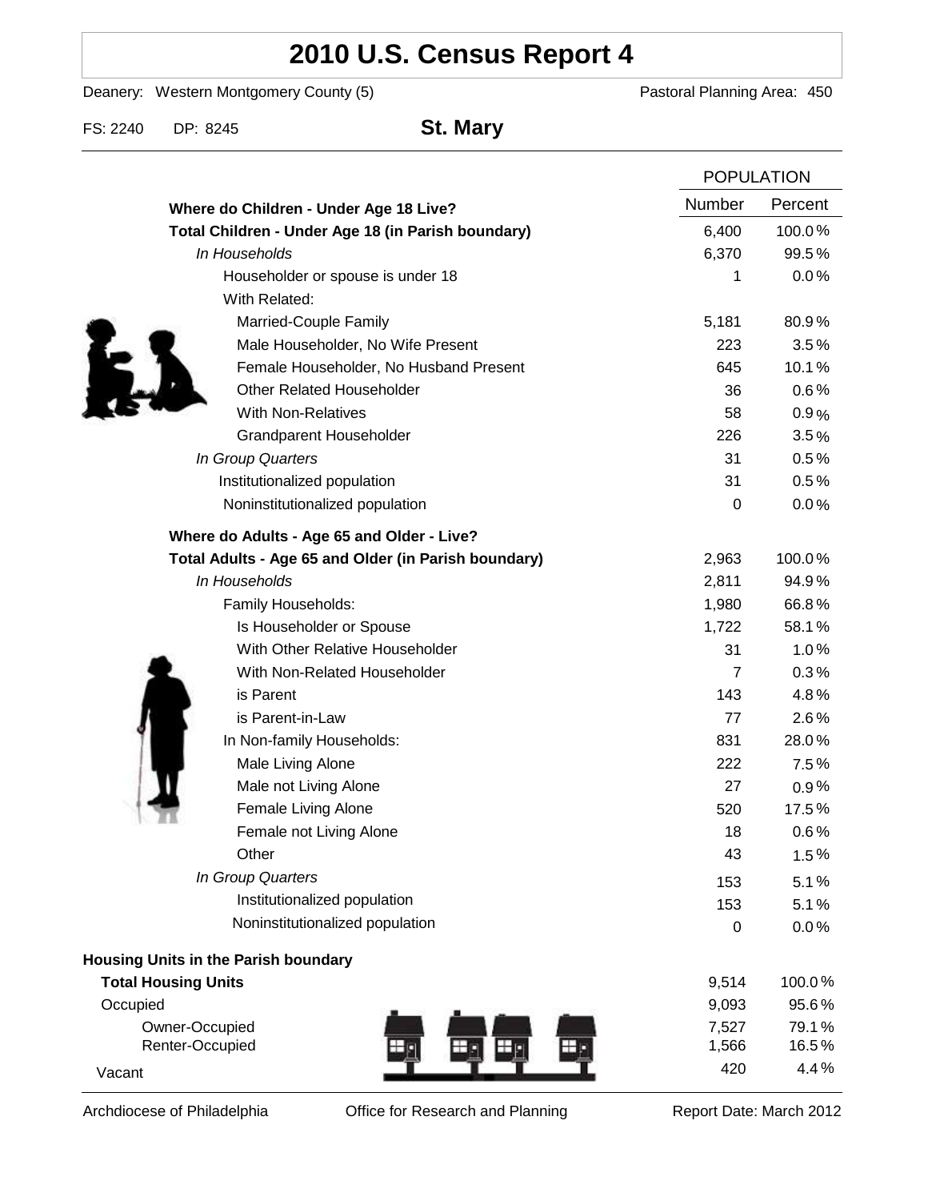# 2010 U.S. Census Report 4

Deanery: Western Montgomery County (5) Pastoral Planning Area: 450

FS: 2240 DP: 8245

## St. Mary

| | POPULATION | |
|---|---|---|
| | Number | Percent |
| **Where do Children - Under Age 18 Live?** | | |
| **Total Children - Under Age 18 (in Parish boundary)** | 6,400 | 100.0% |
| *In Households* | 6,370 | 99.5% |
| Householder or spouse is under 18 | 1 | 0.0% |
| With Related: | | |
| Married-Couple Family | 5,181 | 80.9% |
| Male Householder, No Wife Present | 223 | 3.5% |
| Female Householder, No Husband Present | 645 | 10.1% |
| Other Related Householder | 36 | 0.6% |
| With Non-Relatives | 58 | 0.9% |
| Grandparent Householder | 226 | 3.5% |
| *In Group Quarters* | 31 | 0.5% |
| Institutionalized population | 31 | 0.5% |
| Noninstitutionalized population | 0 | 0.0% |
| **Where do Adults - Age 65 and Older - Live?** | | |
| **Total Adults - Age 65 and Older (in Parish boundary)** | 2,963 | 100.0% |
| *In Households* | 2,811 | 94.9% |
| Family Households: | 1,980 | 66.8% |
| Is Householder or Spouse | 1,722 | 58.1% |
| With Other Relative Householder | 31 | 1.0% |
| With Non-Related Householder | 7 | 0.3% |
| is Parent | 143 | 4.8% |
| is Parent-in-Law | 77 | 2.6% |
| In Non-family Households: | 831 | 28.0% |
| Male Living Alone | 222 | 7.5% |
| Male not Living Alone | 27 | 0.9% |
| Female Living Alone | 520 | 17.5% |
| Female not Living Alone | 18 | 0.6% |
| Other | 43 | 1.5% |
| *In Group Quarters* | 153 | 5.1% |
| Institutionalized population | 153 | 5.1% |
| Noninstitutionalized population | 0 | 0.0% |
| **Housing Units in the Parish boundary** | | |
| **Total Housing Units** | 9,514 | 100.0% |
| Occupied | 9,093 | 95.6% |
| Owner-Occupied | 7,527 | 79.1% |
| Renter-Occupied | 1,566 | 16.5% |
| Vacant | 420 | 4.4% |

Archdiocese of Philadelphia Office for Research and Planning Report Date: March 2012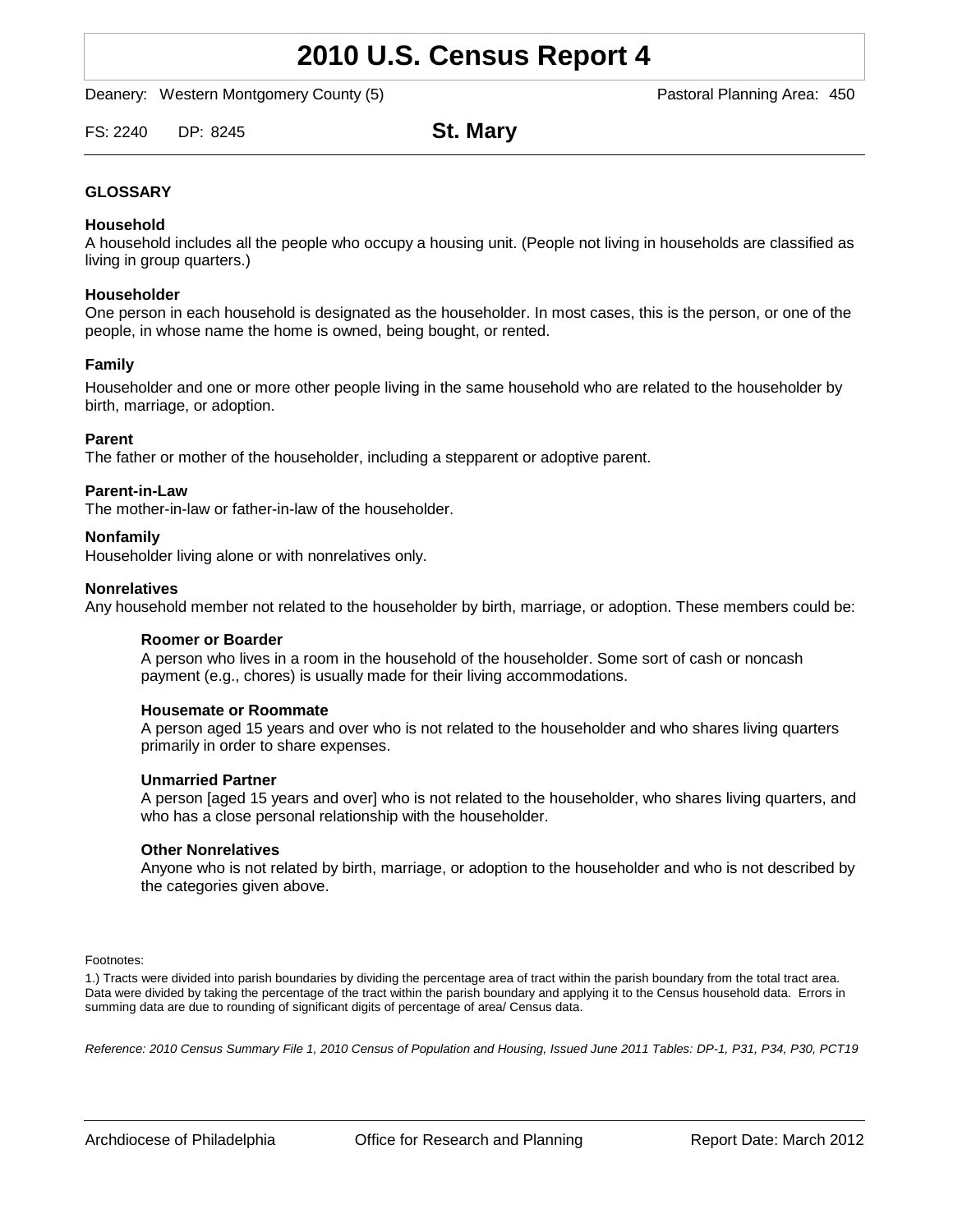# 2010 U.S. Census Report 4

Deanery: Western Montgomery County (5) Pastoral Planning Area: 450

FS: 2240 DP: 8245 **St. Mary**

## GLOSSARY

**Household**
A household includes all the people who occupy a housing unit. (People not living in households are classified as living in group quarters.)

**Householder**
One person in each household is designated as the householder. In most cases, this is the person, or one of the people, in whose name the home is owned, being bought, or rented.

**Family**
Householder and one or more other people living in the same household who are related to the householder by birth, marriage, or adoption.

**Parent**
The father or mother of the householder, including a stepparent or adoptive parent.

**Parent-in-Law**
The mother-in-law or father-in-law of the householder.

**Nonfamily**
Householder living alone or with nonrelatives only.

**Nonrelatives**
Any household member not related to the householder by birth, marriage, or adoption. These members could be:

> **Roomer or Boarder**
> A person who lives in a room in the household of the householder. Some sort of cash or noncash payment (e.g., chores) is usually made for their living accommodations.
>
> **Housemate or Roommate**
> A person aged 15 years and over who is not related to the householder and who shares living quarters primarily in order to share expenses.
>
> **Unmarried Partner**
> A person [aged 15 years and over] who is not related to the householder, who shares living quarters, and who has a close personal relationship with the householder.
>
> **Other Nonrelatives**
> Anyone who is not related by birth, marriage, or adoption to the householder and who is not described by the categories given above.

Footnotes:

1.) Tracts were divided into parish boundaries by dividing the percentage area of tract within the parish boundary from the total tract area. Data were divided by taking the percentage of the tract within the parish boundary and applying it to the Census household data. Errors in summing data are due to rounding of significant digits of percentage of area/ Census data.

*Reference: 2010 Census Summary File 1, 2010 Census of Population and Housing, Issued June 2011 Tables: DP-1, P31, P34, P30, PCT19*

Archdiocese of Philadelphia Office for Research and Planning Report Date: March 2012